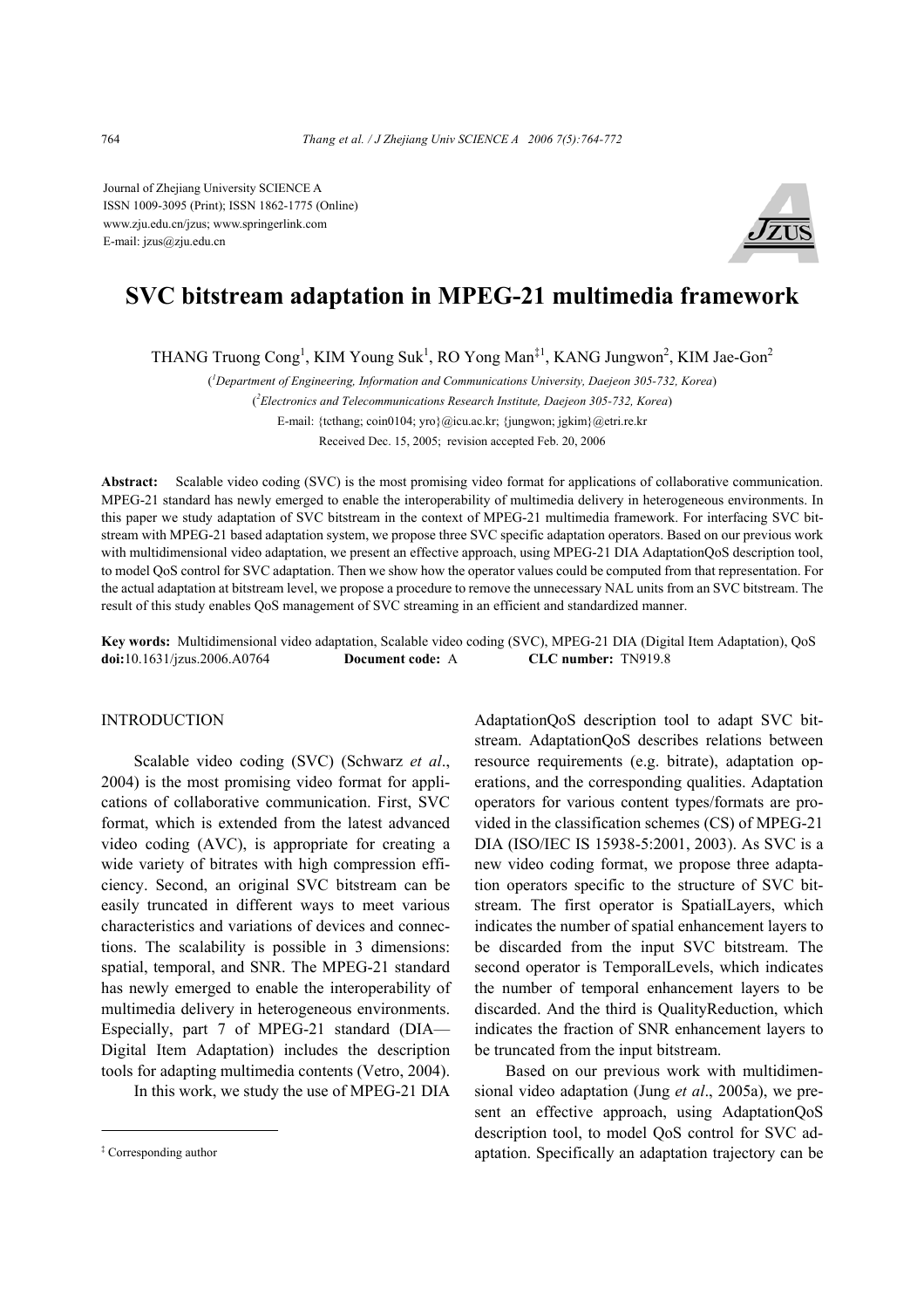Journal of Zhejiang University SCIENCE A
ISSN 1009-3095 (Print); ISSN 1862-1775 (Online)
www.zju.edu.cn/jzus; www.springerlink.com
E-mail: jzus@zju.edu.cn

# SVC bitstream adaptation in MPEG-21 multimedia framework

THANG Truong Cong[1], KIM Young Suk[1], RO Yong Man[‡1], KANG Jungwon[2], KIM Jae-Gon[2]

([1]Department of Engineering, Information and Communications University, Daejeon 305-732, Korea)

([2]Electronics and Telecommunications Research Institute, Daejeon 305-732, Korea)

E-mail: {tcthang; coin0104; yro}@icu.ac.kr; {jungwon; jgkim}@etri.re.kr

Received Dec. 15, 2005; revision accepted Feb. 20, 2006

**Abstract:** Scalable video coding (SVC) is the most promising video format for applications of collaborative communication. MPEG-21 standard has newly emerged to enable the interoperability of multimedia delivery in heterogeneous environments. In this paper we study adaptation of SVC bitstream in the context of MPEG-21 multimedia framework. For interfacing SVC bitstream with MPEG-21 based adaptation system, we propose three SVC specific adaptation operators. Based on our previous work with multidimensional video adaptation, we present an effective approach, using MPEG-21 DIA AdaptationQoS description tool, to model QoS control for SVC adaptation. Then we show how the operator values could be computed from that representation. For the actual adaptation at bitstream level, we propose a procedure to remove the unnecessary NAL units from an SVC bitstream. The result of this study enables QoS management of SVC streaming in an efficient and standardized manner.

**Key words:** Multidimensional video adaptation, Scalable video coding (SVC), MPEG-21 DIA (Digital Item Adaptation), QoS
**doi:**10.1631/jzus.2006.A0764 **Document code:** A **CLC number:** TN919.8

## INTRODUCTION

Scalable video coding (SVC) (Schwarz *et al*., 2004) is the most promising video format for applications of collaborative communication. First, SVC format, which is extended from the latest advanced video coding (AVC), is appropriate for creating a wide variety of bitrates with high compression efficiency. Second, an original SVC bitstream can be easily truncated in different ways to meet various characteristics and variations of devices and connections. The scalability is possible in 3 dimensions: spatial, temporal, and SNR. The MPEG-21 standard has newly emerged to enable the interoperability of multimedia delivery in heterogeneous environments. Especially, part 7 of MPEG-21 standard (DIA—Digital Item Adaptation) includes the description tools for adapting multimedia contents (Vetro, 2004).

In this work, we study the use of MPEG-21 DIA AdaptationQoS description tool to adapt SVC bitstream. AdaptationQoS describes relations between resource requirements (e.g. bitrate), adaptation operations, and the corresponding qualities. Adaptation operators for various content types/formats are provided in the classification schemes (CS) of MPEG-21 DIA (ISO/IEC IS 15938-5:2001, 2003). As SVC is a new video coding format, we propose three adaptation operators specific to the structure of SVC bitstream. The first operator is SpatialLayers, which indicates the number of spatial enhancement layers to be discarded from the input SVC bitstream. The second operator is TemporalLevels, which indicates the number of temporal enhancement layers to be discarded. And the third is QualityReduction, which indicates the fraction of SNR enhancement layers to be truncated from the input bitstream.

Based on our previous work with multidimensional video adaptation (Jung *et al*., 2005a), we present an effective approach, using AdaptationQoS description tool, to model QoS control for SVC adaptation. Specifically an adaptation trajectory can be

‡ Corresponding author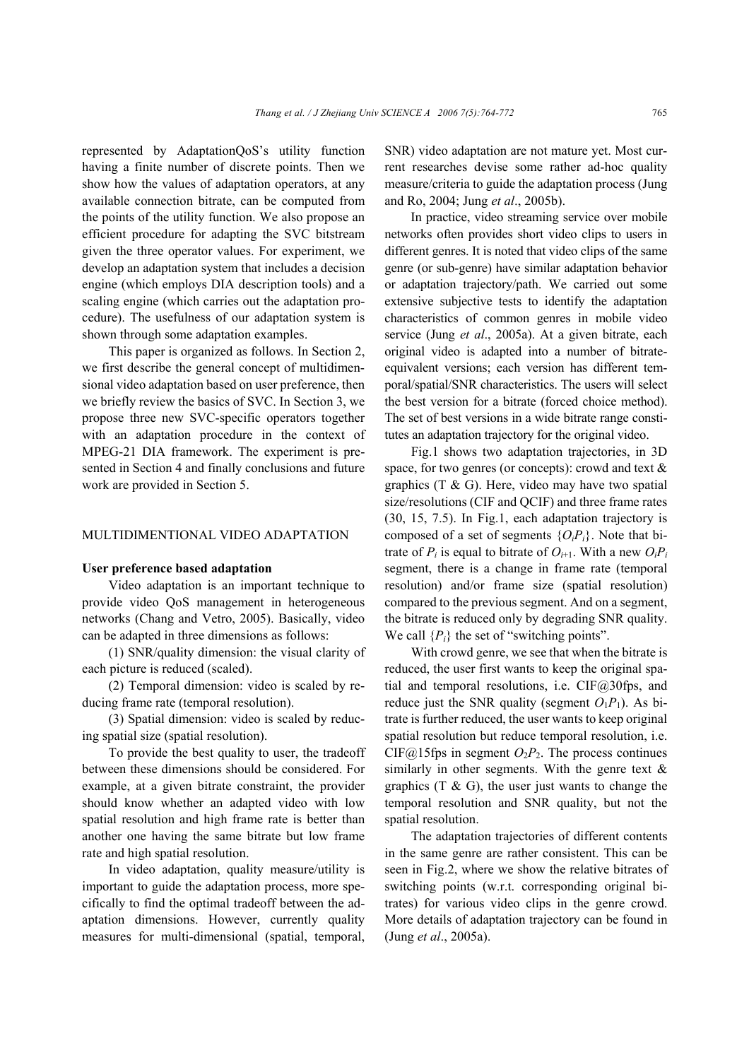represented by AdaptationQoS's utility function having a finite number of discrete points. Then we show how the values of adaptation operators, at any available connection bitrate, can be computed from the points of the utility function. We also propose an efficient procedure for adapting the SVC bitstream given the three operator values. For experiment, we develop an adaptation system that includes a decision engine (which employs DIA description tools) and a scaling engine (which carries out the adaptation procedure). The usefulness of our adaptation system is shown through some adaptation examples.

This paper is organized as follows. In Section 2, we first describe the general concept of multidimensional video adaptation based on user preference, then we briefly review the basics of SVC. In Section 3, we propose three new SVC-specific operators together with an adaptation procedure in the context of MPEG-21 DIA framework. The experiment is presented in Section 4 and finally conclusions and future work are provided in Section 5.

## MULTIDIMENTIONAL VIDEO ADAPTATION

### User preference based adaptation

Video adaptation is an important technique to provide video QoS management in heterogeneous networks (Chang and Vetro, 2005). Basically, video can be adapted in three dimensions as follows:

(1) SNR/quality dimension: the visual clarity of each picture is reduced (scaled).

(2) Temporal dimension: video is scaled by reducing frame rate (temporal resolution).

(3) Spatial dimension: video is scaled by reducing spatial size (spatial resolution).

To provide the best quality to user, the tradeoff between these dimensions should be considered. For example, at a given bitrate constraint, the provider should know whether an adapted video with low spatial resolution and high frame rate is better than another one having the same bitrate but low frame rate and high spatial resolution.

In video adaptation, quality measure/utility is important to guide the adaptation process, more specifically to find the optimal tradeoff between the adaptation dimensions. However, currently quality measures for multi-dimensional (spatial, temporal, SNR) video adaptation are not mature yet. Most current researches devise some rather ad-hoc quality measure/criteria to guide the adaptation process (Jung and Ro, 2004; Jung *et al*., 2005b).

In practice, video streaming service over mobile networks often provides short video clips to users in different genres. It is noted that video clips of the same genre (or sub-genre) have similar adaptation behavior or adaptation trajectory/path. We carried out some extensive subjective tests to identify the adaptation characteristics of common genres in mobile video service (Jung *et al*., 2005a). At a given bitrate, each original video is adapted into a number of bitrate-equivalent versions; each version has different temporal/spatial/SNR characteristics. The users will select the best version for a bitrate (forced choice method). The set of best versions in a wide bitrate range constitutes an adaptation trajectory for the original video.

Fig.1 shows two adaptation trajectories, in 3D space, for two genres (or concepts): crowd and text & graphics (T & G). Here, video may have two spatial size/resolutions (CIF and QCIF) and three frame rates (30, 15, 7.5). In Fig.1, each adaptation trajectory is composed of a set of segments $\{O_iP_i\}$. Note that bitrate of $P_i$ is equal to bitrate of $O_{i+1}$. With a new $O_iP_i$ segment, there is a change in frame rate (temporal resolution) and/or frame size (spatial resolution) compared to the previous segment. And on a segment, the bitrate is reduced only by degrading SNR quality. We call $\{P_i\}$ the set of "switching points".

With crowd genre, we see that when the bitrate is reduced, the user first wants to keep the original spatial and temporal resolutions, i.e. CIF@30fps, and reduce just the SNR quality (segment $O_1P_1$). As bitrate is further reduced, the user wants to keep original spatial resolution but reduce temporal resolution, i.e. CIF@15fps in segment $O_2P_2$. The process continues similarly in other segments. With the genre text & graphics (T & G), the user just wants to change the temporal resolution and SNR quality, but not the spatial resolution.

The adaptation trajectories of different contents in the same genre are rather consistent. This can be seen in Fig.2, where we show the relative bitrates of switching points (w.r.t. corresponding original bitrates) for various video clips in the genre crowd. More details of adaptation trajectory can be found in (Jung *et al*., 2005a).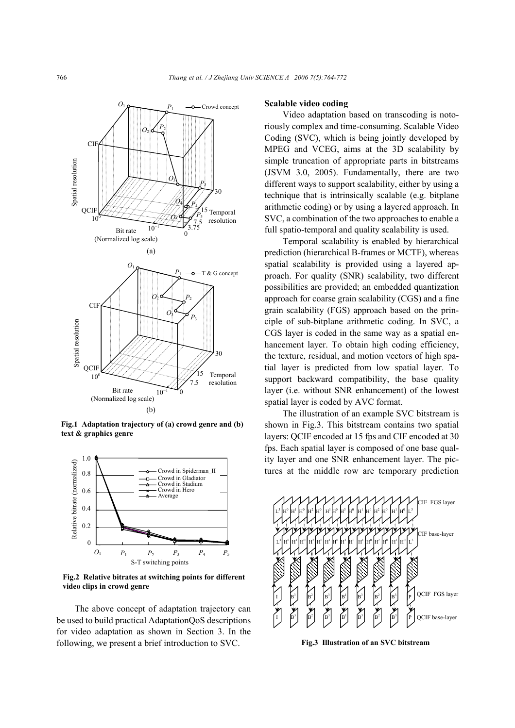Fig.1 Adaptation trajectory of (a) crowd genre and (b) text & graphics genre

Fig.2 Relative bitrates at switching points for different video clips in crowd genre

The above concept of adaptation trajectory can be used to build practical AdaptationQoS descriptions for video adaptation as shown in Section 3. In the following, we present a brief introduction to SVC.

### Scalable video coding

Video adaptation based on transcoding is notoriously complex and time-consuming. Scalable Video Coding (SVC), which is being jointly developed by MPEG and VCEG, aims at the 3D scalability by simple truncation of appropriate parts in bitstreams (JSVM 3.0, 2005). Fundamentally, there are two different ways to support scalability, either by using a technique that is intrinsically scalable (e.g. bitplane arithmetic coding) or by using a layered approach. In SVC, a combination of the two approaches to enable a full spatio-temporal and quality scalability is used.

Temporal scalability is enabled by hierarchical prediction (hierarchical B-frames or MCTF), whereas spatial scalability is provided using a layered approach. For quality (SNR) scalability, two different possibilities are provided; an embedded quantization approach for coarse grain scalability (CGS) and a fine grain scalability (FGS) approach based on the principle of sub-bitplane arithmetic coding. In SVC, a CGS layer is coded in the same way as a spatial enhancement layer. To obtain high coding efficiency, the texture, residual, and motion vectors of high spatial layer is predicted from low spatial layer. To support backward compatibility, the base quality layer (i.e. without SNR enhancement) of the lowest spatial layer is coded by AVC format.

The illustration of an example SVC bitstream is shown in Fig.3. This bitstream contains two spatial layers: QCIF encoded at 15 fps and CIF encoded at 30 fps. Each spatial layer is composed of one base quality layer and one SNR enhancement layer. The pictures at the middle row are temporary prediction

Fig.3 Illustration of an SVC bitstream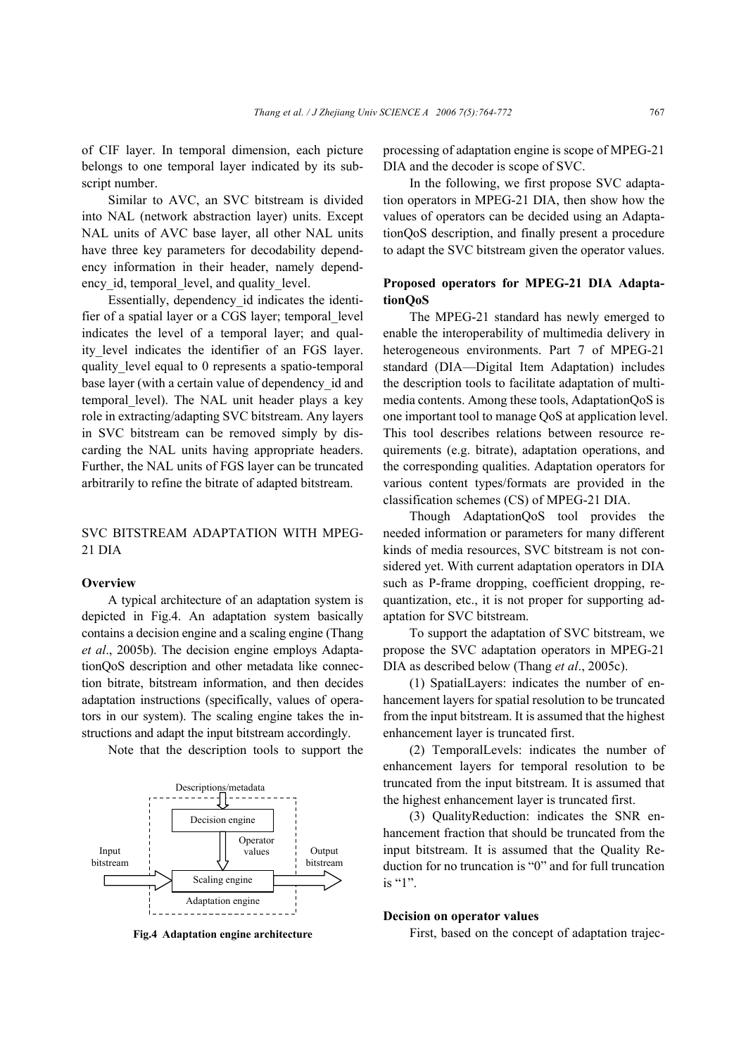of CIF layer. In temporal dimension, each picture belongs to one temporal layer indicated by its subscript number.

Similar to AVC, an SVC bitstream is divided into NAL (network abstraction layer) units. Except NAL units of AVC base layer, all other NAL units have three key parameters for decodability dependency information in their header, namely dependency_id, temporal_level, and quality_level.

Essentially, dependency_id indicates the identifier of a spatial layer or a CGS layer; temporal_level indicates the level of a temporal layer; and quality_level indicates the identifier of an FGS layer. quality_level equal to 0 represents a spatio-temporal base layer (with a certain value of dependency_id and temporal_level). The NAL unit header plays a key role in extracting/adapting SVC bitstream. Any layers in SVC bitstream can be removed simply by discarding the NAL units having appropriate headers. Further, the NAL units of FGS layer can be truncated arbitrarily to refine the bitrate of adapted bitstream.

## SVC BITSTREAM ADAPTATION WITH MPEG-21 DIA

### Overview

A typical architecture of an adaptation system is depicted in Fig.4. An adaptation system basically contains a decision engine and a scaling engine (Thang *et al*., 2005b). The decision engine employs AdaptationQoS description and other metadata like connection bitrate, bitstream information, and then decides adaptation instructions (specifically, values of operators in our system). The scaling engine takes the instructions and adapt the input bitstream accordingly.

Note that the description tools to support the processing of adaptation engine is scope of MPEG-21 DIA and the decoder is scope of SVC.

Descriptions/metadata

Decision engine

Operator values

Input bitstream

Scaling engine

Output bitstream

Adaptation engine

**Fig.4 Adaptation engine architecture**

In the following, we first propose SVC adaptation operators in MPEG-21 DIA, then show how the values of operators can be decided using an AdaptationQoS description, and finally present a procedure to adapt the SVC bitstream given the operator values.

### Proposed operators for MPEG-21 DIA AdaptationQoS

The MPEG-21 standard has newly emerged to enable the interoperability of multimedia delivery in heterogeneous environments. Part 7 of MPEG-21 standard (DIA—Digital Item Adaptation) includes the description tools to facilitate adaptation of multimedia contents. Among these tools, AdaptationQoS is one important tool to manage QoS at application level. This tool describes relations between resource requirements (e.g. bitrate), adaptation operations, and the corresponding qualities. Adaptation operators for various content types/formats are provided in the classification schemes (CS) of MPEG-21 DIA.

Though AdaptationQoS tool provides the needed information or parameters for many different kinds of media resources, SVC bitstream is not considered yet. With current adaptation operators in DIA such as P-frame dropping, coefficient dropping, requantization, etc., it is not proper for supporting adaptation for SVC bitstream.

To support the adaptation of SVC bitstream, we propose the SVC adaptation operators in MPEG-21 DIA as described below (Thang *et al*., 2005c).

(1) SpatialLayers: indicates the number of enhancement layers for spatial resolution to be truncated from the input bitstream. It is assumed that the highest enhancement layer is truncated first.

(2) TemporalLevels: indicates the number of enhancement layers for temporal resolution to be truncated from the input bitstream. It is assumed that the highest enhancement layer is truncated first.

(3) QualityReduction: indicates the SNR enhancement fraction that should be truncated from the input bitstream. It is assumed that the Quality Reduction for no truncation is "0" and for full truncation is "1".

### Decision on operator values

First, based on the concept of adaptation trajec-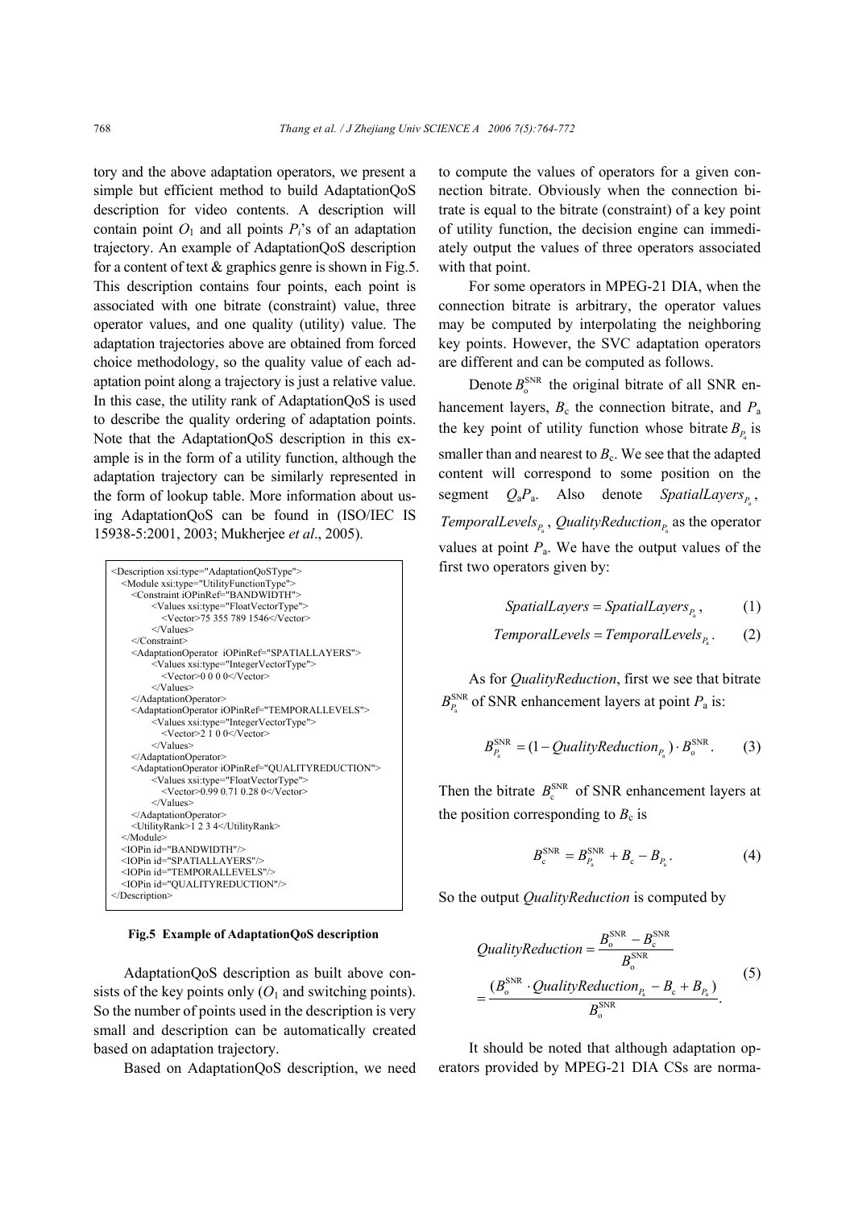tory and the above adaptation operators, we present a simple but efficient method to build AdaptationQoS description for video contents. A description will contain point $O_1$ and all points $P_i$'s of an adaptation trajectory. An example of AdaptationQoS description for a content of text & graphics genre is shown in Fig.5. This description contains four points, each point is associated with one bitrate (constraint) value, three operator values, and one quality (utility) value. The adaptation trajectories above are obtained from forced choice methodology, so the quality value of each adaptation point along a trajectory is just a relative value. In this case, the utility rank of AdaptationQoS is used to describe the quality ordering of adaptation points. Note that the AdaptationQoS description in this example is in the form of a utility function, although the adaptation trajectory can be similarly represented in the form of lookup table. More information about using AdaptationQoS can be found in (ISO/IEC IS 15938-5:2001, 2003; Mukherjee *et al*., 2005).

```
<Description xsi:type="AdaptationQoSType">
  <Module xsi:type="UtilityFunctionType">
    <Constraint iOPinRef="BANDWIDTH">
        <Values xsi:type="FloatVectorType">
          <Vector>75 355 789 1546</Vector>
        </Values>
    </Constraint>
    <AdaptationOperator  iOPinRef="SPATIALLAYERS">
        <Values xsi:type="IntegerVectorType">
          <Vector>0 0 0 0</Vector>
        </Values>
    </AdaptationOperator>
    <AdaptationOperator iOPinRef="TEMPORALLEVELS">
        <Values xsi:type="IntegerVectorType">
          <Vector>2 1 0 0</Vector>
        </Values>
    </AdaptationOperator>
    <AdaptationOperator iOPinRef="QUALITYREDUCTION">
        <Values xsi:type="FloatVectorType">
          <Vector>0.99 0.71 0.28 0</Vector>
        </Values>
    </AdaptationOperator>
    <UtilityRank>1 2 3 4</UtilityRank>
  </Module>
  <IOPin id="BANDWIDTH"/>
  <IOPin id="SPATIALLAYERS"/>
  <IOPin id="TEMPORALLEVELS"/>
  <IOPin id="QUALITYREDUCTION"/>
</Description>
```

**Fig.5 Example of AdaptationQoS description**

AdaptationQoS description as built above consists of the key points only ($O_1$ and switching points). So the number of points used in the description is very small and description can be automatically created based on adaptation trajectory.

Based on AdaptationQoS description, we need to compute the values of operators for a given connection bitrate. Obviously when the connection bitrate is equal to the bitrate (constraint) of a key point of utility function, the decision engine can immediately output the values of three operators associated with that point.

For some operators in MPEG-21 DIA, when the connection bitrate is arbitrary, the operator values may be computed by interpolating the neighboring key points. However, the SVC adaptation operators are different and can be computed as follows.

Denote $B_{\mathrm{o}}^{\mathrm{SNR}}$ the original bitrate of all SNR enhancement layers, $B_{\mathrm{c}}$ the connection bitrate, and $P_{\mathrm{a}}$ the key point of utility function whose bitrate $B_{P_{\mathrm{a}}}$ is smaller than and nearest to $B_{\mathrm{c}}$. We see that the adapted content will correspond to some position on the segment $Q_{\mathrm{a}}P_{\mathrm{a}}$. Also denote $SpatialLayers_{P_{\mathrm{a}}}$, $TemporalLevels_{P_{\mathrm{a}}}$, $QualityReduction_{P_{\mathrm{a}}}$ as the operator values at point $P_{\mathrm{a}}$. We have the output values of the first two operators given by:

$$SpatialLayers = SpatialLayers_{P_{\mathrm{a}}}, \tag{1}$$

$$TemporalLevels = TemporalLevels_{P_{\mathrm{a}}}. \tag{2}$$

As for *QualityReduction*, first we see that bitrate $B_{P_{\mathrm{a}}}^{\mathrm{SNR}}$ of SNR enhancement layers at point $P_{\mathrm{a}}$ is:

$$B_{P_{\mathrm{a}}}^{\mathrm{SNR}} = (1 - QualityReduction_{P_{\mathrm{a}}}) \cdot B_{\mathrm{o}}^{\mathrm{SNR}}. \tag{3}$$

Then the bitrate $B_{\mathrm{c}}^{\mathrm{SNR}}$ of SNR enhancement layers at the position corresponding to $B_{\mathrm{c}}$ is

$$B_{\mathrm{c}}^{\mathrm{SNR}} = B_{P_{\mathrm{a}}}^{\mathrm{SNR}} + B_{\mathrm{c}} - B_{P_{\mathrm{a}}}. \tag{4}$$

So the output *QualityReduction* is computed by

$$\begin{aligned} QualityReduction &= \frac{B_{\mathrm{o}}^{\mathrm{SNR}} - B_{\mathrm{c}}^{\mathrm{SNR}}}{B_{\mathrm{o}}^{\mathrm{SNR}}} \\ &= \frac{(B_{\mathrm{o}}^{\mathrm{SNR}} \cdot QualityReduction_{P_{\mathrm{a}}} - B_{\mathrm{c}} + B_{P_{\mathrm{a}}})}{B_{\mathrm{o}}^{\mathrm{SNR}}}. \end{aligned} \tag{5}$$

It should be noted that although adaptation operators provided by MPEG-21 DIA CSs are norma-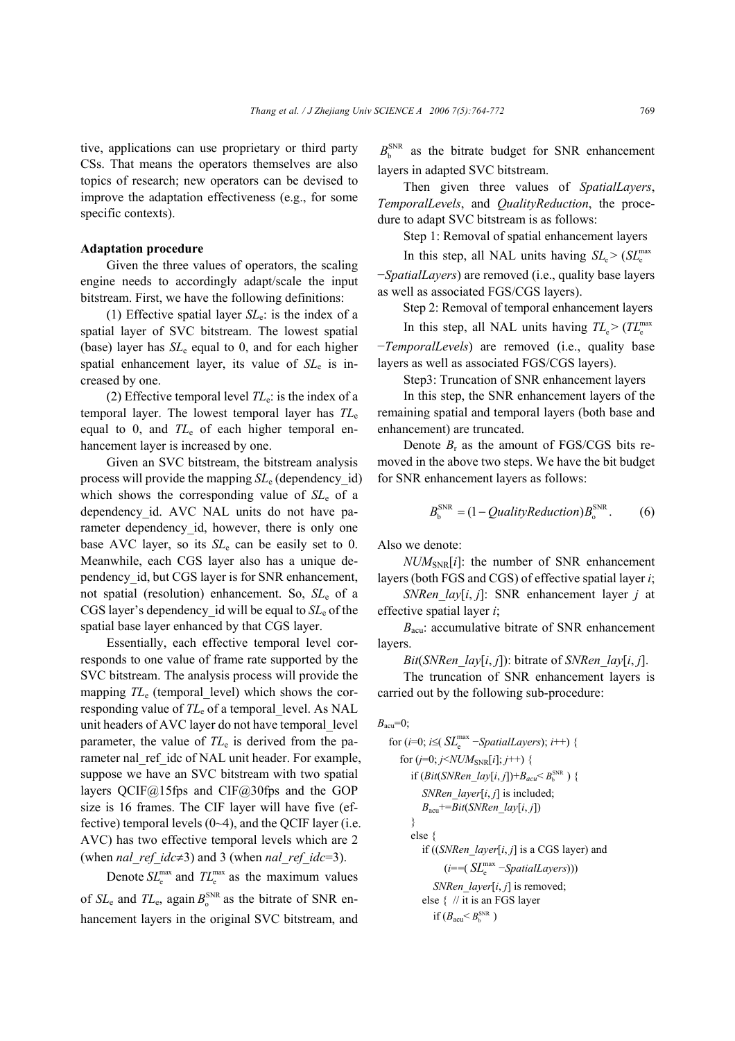tive, applications can use proprietary or third party CSs. That means the operators themselves are also topics of research; new operators can be devised to improve the adaptation effectiveness (e.g., for some specific contexts).

**Adaptation procedure**

Given the three values of operators, the scaling engine needs to accordingly adapt/scale the input bitstream. First, we have the following definitions:

(1) Effective spatial layer $SL_e$: is the index of a spatial layer of SVC bitstream. The lowest spatial (base) layer has $SL_e$ equal to 0, and for each higher spatial enhancement layer, its value of $SL_e$ is increased by one.

(2) Effective temporal level $TL_e$: is the index of a temporal layer. The lowest temporal layer has $TL_e$ equal to 0, and $TL_e$ of each higher temporal enhancement layer is increased by one.

Given an SVC bitstream, the bitstream analysis process will provide the mapping $SL_e$ (dependency_id) which shows the corresponding value of $SL_e$ of a dependency_id. AVC NAL units do not have parameter dependency_id, however, there is only one base AVC layer, so its $SL_e$ can be easily set to 0. Meanwhile, each CGS layer also has a unique dependency_id, but CGS layer is for SNR enhancement, not spatial (resolution) enhancement. So, $SL_e$ of a CGS layer's dependency_id will be equal to $SL_e$ of the spatial base layer enhanced by that CGS layer.

Essentially, each effective temporal level corresponds to one value of frame rate supported by the SVC bitstream. The analysis process will provide the mapping $TL_e$ (temporal_level) which shows the corresponding value of $TL_e$ of a temporal_level. As NAL unit headers of AVC layer do not have temporal_level parameter, the value of $TL_e$ is derived from the parameter nal_ref_idc of NAL unit header. For example, suppose we have an SVC bitstream with two spatial layers QCIF@15fps and CIF@30fps and the GOP size is 16 frames. The CIF layer will have five (effective) temporal levels (0~4), and the QCIF layer (i.e. AVC) has two effective temporal levels which are 2 (when *nal_ref_idc*≠3) and 3 (when *nal_ref_idc*=3).

Denote $SL_e^{\max}$ and $TL_e^{\max}$ as the maximum values of $SL_e$ and $TL_e$, again $B_o^{\text{SNR}}$ as the bitrate of SNR enhancement layers in the original SVC bitstream, and $B_b^{\text{SNR}}$ as the bitrate budget for SNR enhancement layers in adapted SVC bitstream.

Then given three values of *SpatialLayers*, *TemporalLevels*, and *QualityReduction*, the procedure to adapt SVC bitstream is as follows:

Step 1: Removal of spatial enhancement layers

In this step, all NAL units having $SL_e > (SL_e^{\max} - SpatialLayers)$ are removed (i.e., quality base layers as well as associated FGS/CGS layers).

Step 2: Removal of temporal enhancement layers

In this step, all NAL units having $TL_e > (TL_e^{\max} - TemporalLevels)$ are removed (i.e., quality base layers as well as associated FGS/CGS layers).

Step3: Truncation of SNR enhancement layers

In this step, the SNR enhancement layers of the remaining spatial and temporal layers (both base and enhancement) are truncated.

Denote $B_r$ as the amount of FGS/CGS bits removed in the above two steps. We have the bit budget for SNR enhancement layers as follows:

$$B_b^{\text{SNR}} = (1 - QualityReduction) B_o^{\text{SNR}}. \tag{6}$$

Also we denote:

$NUM_{\text{SNR}}[i]$: the number of SNR enhancement layers (both FGS and CGS) of effective spatial layer $i$;

$SNRen\_lay[i, j]$: SNR enhancement layer $j$ at effective spatial layer $i$;

$B_{acu}$: accumulative bitrate of SNR enhancement layers.

$Bit(SNRen\_lay[i, j])$: bitrate of $SNRen\_lay[i, j]$.

The truncation of SNR enhancement layers is carried out by the following sub-procedure:

```
B_acu=0;
for (i=0; i≤( SL_e^max −SpatialLayers); i++) {
    for (j=0; j<NUM_SNR[i]; j++) {
        if (Bit(SNRen_lay[i, j])+B_acu< B_b^SNR ) {
            SNRen_layer[i, j] is included;
            B_acu+=Bit(SNRen_lay[i, j])
        }
        else {
            if ((SNRen_layer[i, j] is a CGS layer) and
                (i==( SL_e^max −SpatialLayers)))
                SNRen_layer[i, j] is removed;
            else { // it is an FGS layer
                if (B_acu< B_b^SNR )
```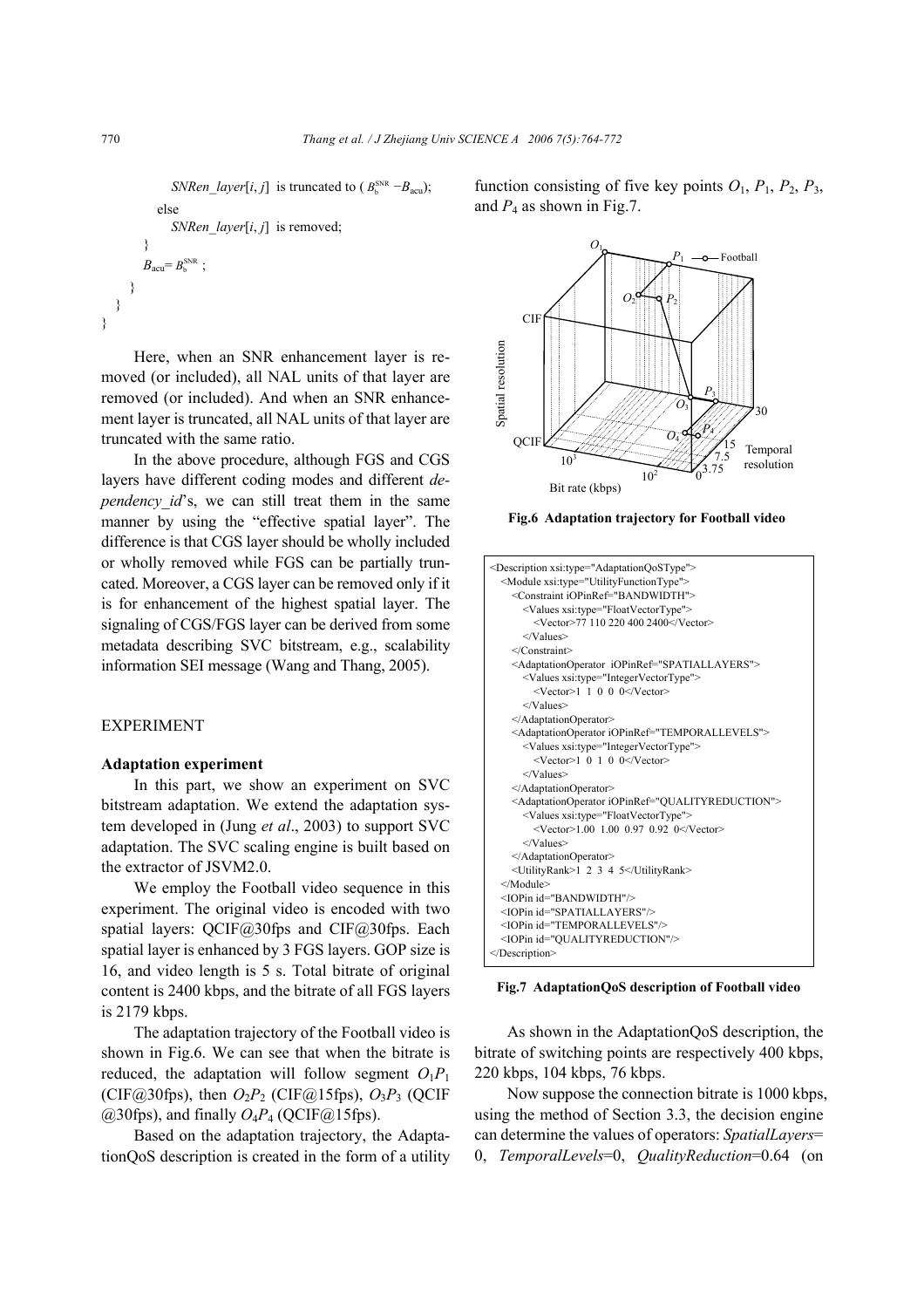```
            SNRen_layer[i, j] is truncated to (B_b^SNR − B_acu);
        else
            SNRen_layer[i, j] is removed;
        }
        B_acu= B_b^SNR ;
    }
  }
}
```

Here, when an SNR enhancement layer is removed (or included), all NAL units of that layer are removed (or included). And when an SNR enhancement layer is truncated, all NAL units of that layer are truncated with the same ratio.

In the above procedure, although FGS and CGS layers have different coding modes and different *dependency_id*'s, we can still treat them in the same manner by using the "effective spatial layer". The difference is that CGS layer should be wholly included or wholly removed while FGS can be partially truncated. Moreover, a CGS layer can be removed only if it is for enhancement of the highest spatial layer. The signaling of CGS/FGS layer can be derived from some metadata describing SVC bitstream, e.g., scalability information SEI message (Wang and Thang, 2005).

## EXPERIMENT

### Adaptation experiment

In this part, we show an experiment on SVC bitstream adaptation. We extend the adaptation system developed in (Jung *et al*., 2003) to support SVC adaptation. The SVC scaling engine is built based on the extractor of JSVM2.0.

We employ the Football video sequence in this experiment. The original video is encoded with two spatial layers: QCIF@30fps and CIF@30fps. Each spatial layer is enhanced by 3 FGS layers. GOP size is 16, and video length is 5 s. Total bitrate of original content is 2400 kbps, and the bitrate of all FGS layers is 2179 kbps.

The adaptation trajectory of the Football video is shown in Fig.6. We can see that when the bitrate is reduced, the adaptation will follow segment $O_1P_1$ (CIF@30fps), then $O_2P_2$ (CIF@15fps), $O_3P_3$ (QCIF @30fps), and finally $O_4P_4$ (QCIF@15fps).

Based on the adaptation trajectory, the AdaptationQoS description is created in the form of a utility function consisting of five key points $O_1$, $P_1$, $P_2$, $P_3$, and $P_4$ as shown in Fig.7.

**Fig.6 Adaptation trajectory for Football video**

```
<Description xsi:type="AdaptationQoSType">
  <Module xsi:type="UtilityFunctionType">
    <Constraint iOPinRef="BANDWIDTH">
      <Values xsi:type="FloatVectorType">
        <Vector>77 110 220 400 2400</Vector>
      </Values>
    </Constraint>
    <AdaptationOperator iOPinRef="SPATIALLAYERS">
      <Values xsi:type="IntegerVectorType">
        <Vector>1 1 0 0 0</Vector>
      </Values>
    </AdaptationOperator>
    <AdaptationOperator iOPinRef="TEMPORALLEVELS">
      <Values xsi:type="IntegerVectorType">
        <Vector>1 0 1 0 0</Vector>
      </Values>
    </AdaptationOperator>
    <AdaptationOperator iOPinRef="QUALITYREDUCTION">
      <Values xsi:type="FloatVectorType">
        <Vector>1.00 1.00 0.97 0.92 0</Vector>
      </Values>
    </AdaptationOperator>
    <UtilityRank>1 2 3 4 5</UtilityRank>
  </Module>
  <IOPin id="BANDWIDTH"/>
  <IOPin id="SPATIALLAYERS"/>
  <IOPin id="TEMPORALLEVELS"/>
  <IOPin id="QUALITYREDUCTION"/>
</Description>
```

**Fig.7 AdaptationQoS description of Football video**

As shown in the AdaptationQoS description, the bitrate of switching points are respectively 400 kbps, 220 kbps, 104 kbps, 76 kbps.

Now suppose the connection bitrate is 1000 kbps, using the method of Section 3.3, the decision engine can determine the values of operators: *SpatialLayers*= 0, *TemporalLevels*=0, *QualityReduction*=0.64 (on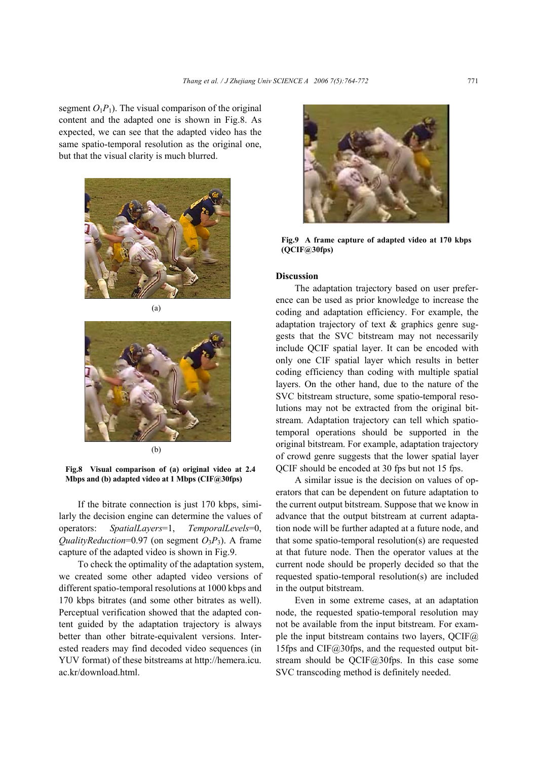segment $O_1P_1$). The visual comparison of the original content and the adapted one is shown in Fig.8. As expected, we can see that the adapted video has the same spatio-temporal resolution as the original one, but that the visual clarity is much blurred.

(a)

(b)

**Fig.8 Visual comparison of (a) original video at 2.4 Mbps and (b) adapted video at 1 Mbps (CIF@30fps)**

If the bitrate connection is just 170 kbps, similarly the decision engine can determine the values of operators: *SpatialLayers*=1, *TemporalLevels*=0, *QualityReduction*=0.97 (on segment $O_3P_3$). A frame capture of the adapted video is shown in Fig.9.

To check the optimality of the adaptation system, we created some other adapted video versions of different spatio-temporal resolutions at 1000 kbps and 170 kbps bitrates (and some other bitrates as well). Perceptual verification showed that the adapted content guided by the adaptation trajectory is always better than other bitrate-equivalent versions. Interested readers may find decoded video sequences (in YUV format) of these bitstreams at http://hemera.icu.ac.kr/download.html.

**Fig.9 A frame capture of adapted video at 170 kbps (QCIF@30fps)**

**Discussion**

The adaptation trajectory based on user preference can be used as prior knowledge to increase the coding and adaptation efficiency. For example, the adaptation trajectory of text & graphics genre suggests that the SVC bitstream may not necessarily include QCIF spatial layer. It can be encoded with only one CIF spatial layer which results in better coding efficiency than coding with multiple spatial layers. On the other hand, due to the nature of the SVC bitstream structure, some spatio-temporal resolutions may not be extracted from the original bitstream. Adaptation trajectory can tell which spatio-temporal operations should be supported in the original bitstream. For example, adaptation trajectory of crowd genre suggests that the lower spatial layer QCIF should be encoded at 30 fps but not 15 fps.

A similar issue is the decision on values of operators that can be dependent on future adaptation to the current output bitstream. Suppose that we know in advance that the output bitstream at current adaptation node will be further adapted at a future node, and that some spatio-temporal resolution(s) are requested at that future node. Then the operator values at the current node should be properly decided so that the requested spatio-temporal resolution(s) are included in the output bitstream.

Even in some extreme cases, at an adaptation node, the requested spatio-temporal resolution may not be available from the input bitstream. For example the input bitstream contains two layers, QCIF@15fps and CIF@30fps, and the requested output bitstream should be QCIF@30fps. In this case some SVC transcoding method is definitely needed.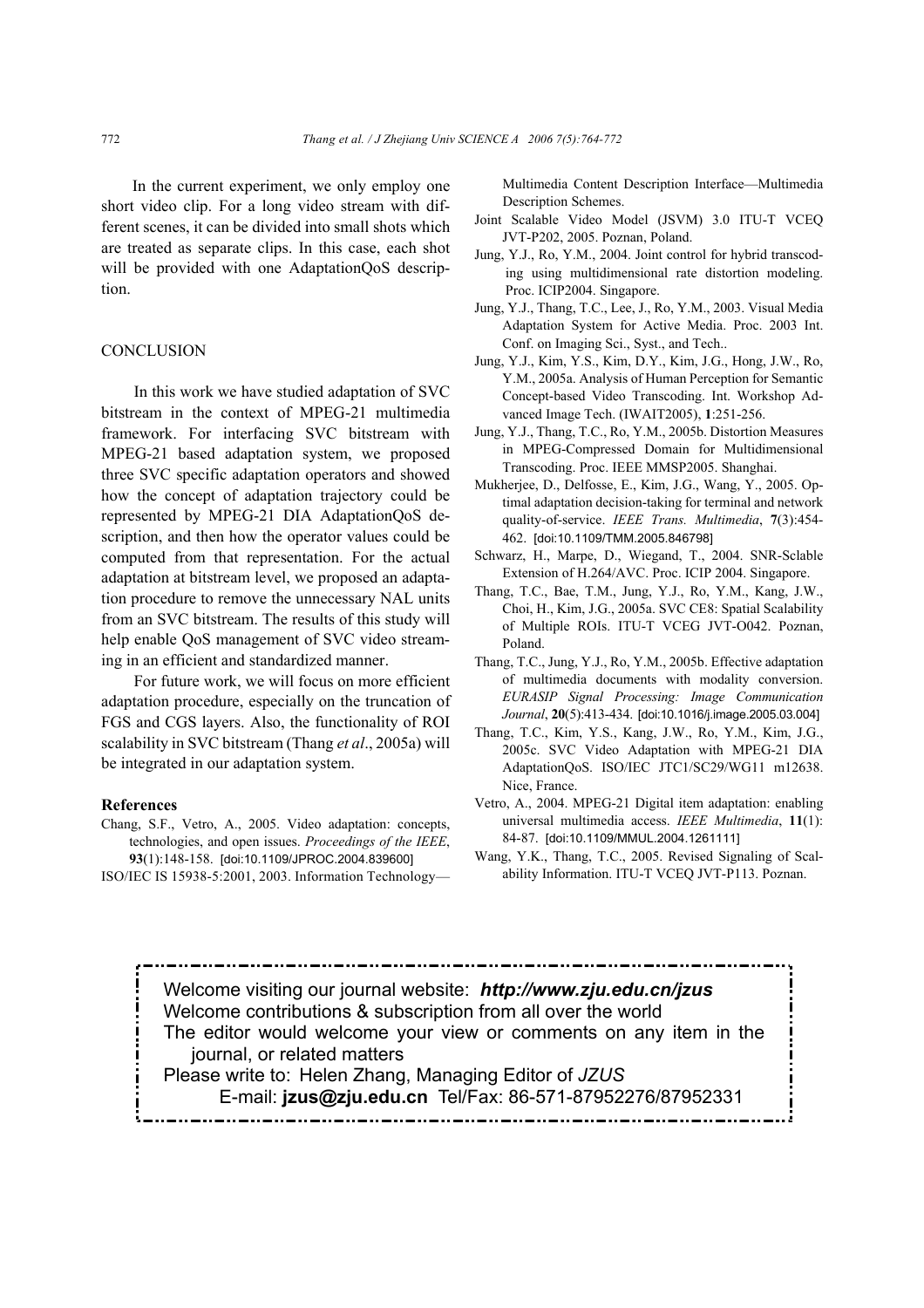In the current experiment, we only employ one short video clip. For a long video stream with different scenes, it can be divided into small shots which are treated as separate clips. In this case, each shot will be provided with one AdaptationQoS description.

## CONCLUSION

In this work we have studied adaptation of SVC bitstream in the context of MPEG-21 multimedia framework. For interfacing SVC bitstream with MPEG-21 based adaptation system, we proposed three SVC specific adaptation operators and showed how the concept of adaptation trajectory could be represented by MPEG-21 DIA AdaptationQoS description, and then how the operator values could be computed from that representation. For the actual adaptation at bitstream level, we proposed an adaptation procedure to remove the unnecessary NAL units from an SVC bitstream. The results of this study will help enable QoS management of SVC video streaming in an efficient and standardized manner.

For future work, we will focus on more efficient adaptation procedure, especially on the truncation of FGS and CGS layers. Also, the functionality of ROI scalability in SVC bitstream (Thang *et al*., 2005a) will be integrated in our adaptation system.

### References

Chang, S.F., Vetro, A., 2005. Video adaptation: concepts, technologies, and open issues. *Proceedings of the IEEE*, **93**(1):148-158. [doi:10.1109/JPROC.2004.839600]

ISO/IEC IS 15938-5:2001, 2003. Information Technology—Multimedia Content Description Interface—Multimedia Description Schemes.

Joint Scalable Video Model (JSVM) 3.0 ITU-T VCEQ JVT-P202, 2005. Poznan, Poland.

Jung, Y.J., Ro, Y.M., 2004. Joint control for hybrid transcoding using multidimensional rate distortion modeling. Proc. ICIP2004. Singapore.

Jung, Y.J., Thang, T.C., Lee, J., Ro, Y.M., 2003. Visual Media Adaptation System for Active Media. Proc. 2003 Int. Conf. on Imaging Sci., Syst., and Tech..

Jung, Y.J., Kim, Y.S., Kim, D.Y., Kim, J.G., Hong, J.W., Ro, Y.M., 2005a. Analysis of Human Perception for Semantic Concept-based Video Transcoding. Int. Workshop Advanced Image Tech. (IWAIT2005), **1**:251-256.

Jung, Y.J., Thang, T.C., Ro, Y.M., 2005b. Distortion Measures in MPEG-Compressed Domain for Multidimensional Transcoding. Proc. IEEE MMSP2005. Shanghai.

Mukherjee, D., Delfosse, E., Kim, J.G., Wang, Y., 2005. Optimal adaptation decision-taking for terminal and network quality-of-service. *IEEE Trans. Multimedia*, **7**(3):454-462. [doi:10.1109/TMM.2005.846798]

Schwarz, H., Marpe, D., Wiegand, T., 2004. SNR-Sclable Extension of H.264/AVC. Proc. ICIP 2004. Singapore.

Thang, T.C., Bae, T.M., Jung, Y.J., Ro, Y.M., Kang, J.W., Choi, H., Kim, J.G., 2005a. SVC CE8: Spatial Scalability of Multiple ROIs. ITU-T VCEG JVT-O042. Poznan, Poland.

Thang, T.C., Jung, Y.J., Ro, Y.M., 2005b. Effective adaptation of multimedia documents with modality conversion. *EURASIP Signal Processing: Image Communication Journal*, **20**(5):413-434. [doi:10.1016/j.image.2005.03.004]

Thang, T.C., Kim, Y.S., Kang, J.W., Ro, Y.M., Kim, J.G., 2005c. SVC Video Adaptation with MPEG-21 DIA AdaptationQoS. ISO/IEC JTC1/SC29/WG11 m12638. Nice, France.

Vetro, A., 2004. MPEG-21 Digital item adaptation: enabling universal multimedia access. *IEEE Multimedia*, **11**(1):84-87. [doi:10.1109/MMUL.2004.1261111]

Wang, Y.K., Thang, T.C., 2005. Revised Signaling of Scalability Information. ITU-T VCEQ JVT-P113. Poznan.

Welcome visiting our journal website: ***http://www.zju.edu.cn/jzus***
Welcome contributions & subscription from all over the world
The editor would welcome your view or comments on any item in the journal, or related matters
Please write to: Helen Zhang, Managing Editor of *JZUS*
E-mail: **jzus@zju.edu.cn** Tel/Fax: 86-571-87952276/87952331